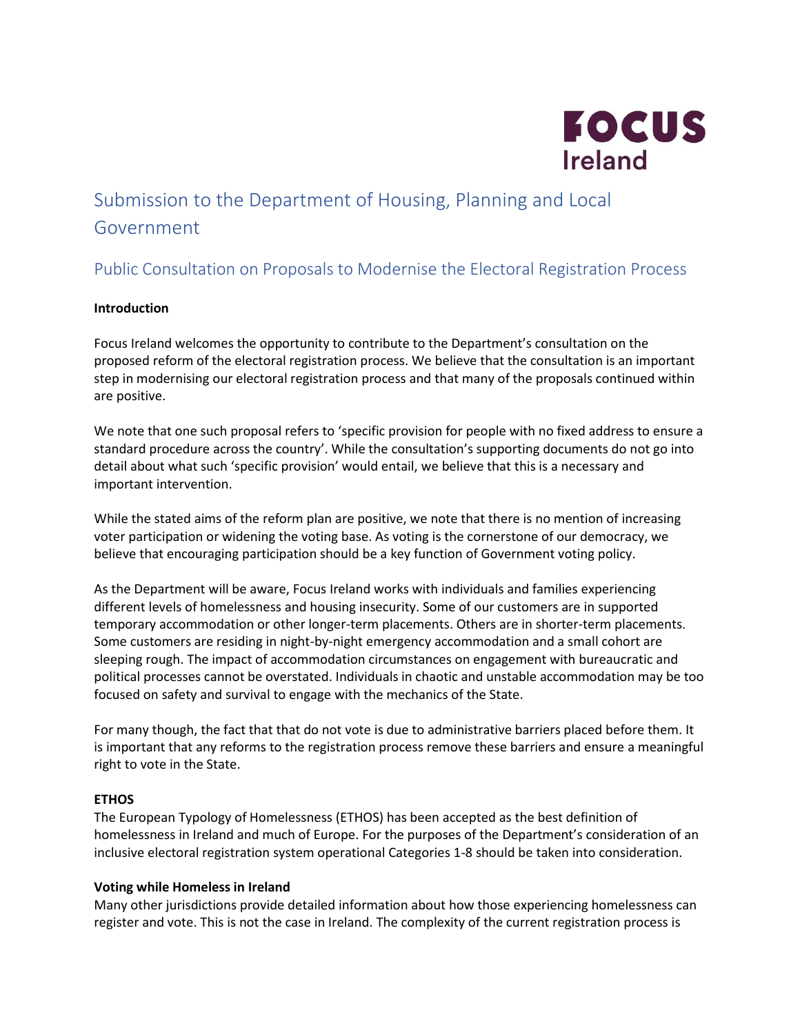FOCUS Ireland

# Submission to the Department of Housing, Planning and Local Government

## Public Consultation on Proposals to Modernise the Electoral Registration Process

**Introduction**

Focus Ireland welcomes the opportunity to contribute to the Department's consultation on the proposed reform of the electoral registration process. We believe that the consultation is an important step in modernising our electoral registration process and that many of the proposals continued within are positive.

We note that one such proposal refers to 'specific provision for people with no fixed address to ensure a standard procedure across the country'. While the consultation's supporting documents do not go into detail about what such 'specific provision' would entail, we believe that this is a necessary and important intervention.

While the stated aims of the reform plan are positive, we note that there is no mention of increasing voter participation or widening the voting base. As voting is the cornerstone of our democracy, we believe that encouraging participation should be a key function of Government voting policy.

As the Department will be aware, Focus Ireland works with individuals and families experiencing different levels of homelessness and housing insecurity. Some of our customers are in supported temporary accommodation or other longer-term placements. Others are in shorter-term placements. Some customers are residing in night-by-night emergency accommodation and a small cohort are sleeping rough. The impact of accommodation circumstances on engagement with bureaucratic and political processes cannot be overstated. Individuals in chaotic and unstable accommodation may be too focused on safety and survival to engage with the mechanics of the State.

For many though, the fact that that do not vote is due to administrative barriers placed before them. It is important that any reforms to the registration process remove these barriers and ensure a meaningful right to vote in the State.

**ETHOS**

The European Typology of Homelessness (ETHOS) has been accepted as the best definition of homelessness in Ireland and much of Europe. For the purposes of the Department's consideration of an inclusive electoral registration system operational Categories 1-8 should be taken into consideration.

**Voting while Homeless in Ireland**

Many other jurisdictions provide detailed information about how those experiencing homelessness can register and vote. This is not the case in Ireland. The complexity of the current registration process is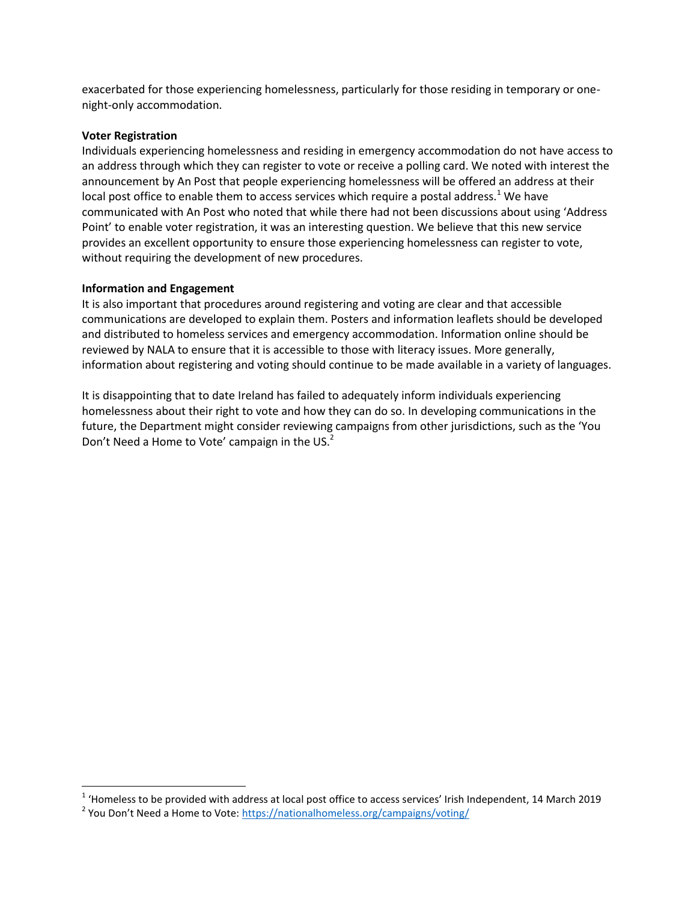exacerbated for those experiencing homelessness, particularly for those residing in temporary or one-night-only accommodation.

**Voter Registration**

Individuals experiencing homelessness and residing in emergency accommodation do not have access to an address through which they can register to vote or receive a polling card. We noted with interest the announcement by An Post that people experiencing homelessness will be offered an address at their local post office to enable them to access services which require a postal address.[1] We have communicated with An Post who noted that while there had not been discussions about using 'Address Point' to enable voter registration, it was an interesting question. We believe that this new service provides an excellent opportunity to ensure those experiencing homelessness can register to vote, without requiring the development of new procedures.

**Information and Engagement**

It is also important that procedures around registering and voting are clear and that accessible communications are developed to explain them. Posters and information leaflets should be developed and distributed to homeless services and emergency accommodation. Information online should be reviewed by NALA to ensure that it is accessible to those with literacy issues. More generally, information about registering and voting should continue to be made available in a variety of languages.

It is disappointing that to date Ireland has failed to adequately inform individuals experiencing homelessness about their right to vote and how they can do so. In developing communications in the future, the Department might consider reviewing campaigns from other jurisdictions, such as the 'You Don't Need a Home to Vote' campaign in the US.[2]

---

[1] 'Homeless to be provided with address at local post office to access services' Irish Independent, 14 March 2019

[2] You Don't Need a Home to Vote: https://nationalhomeless.org/campaigns/voting/